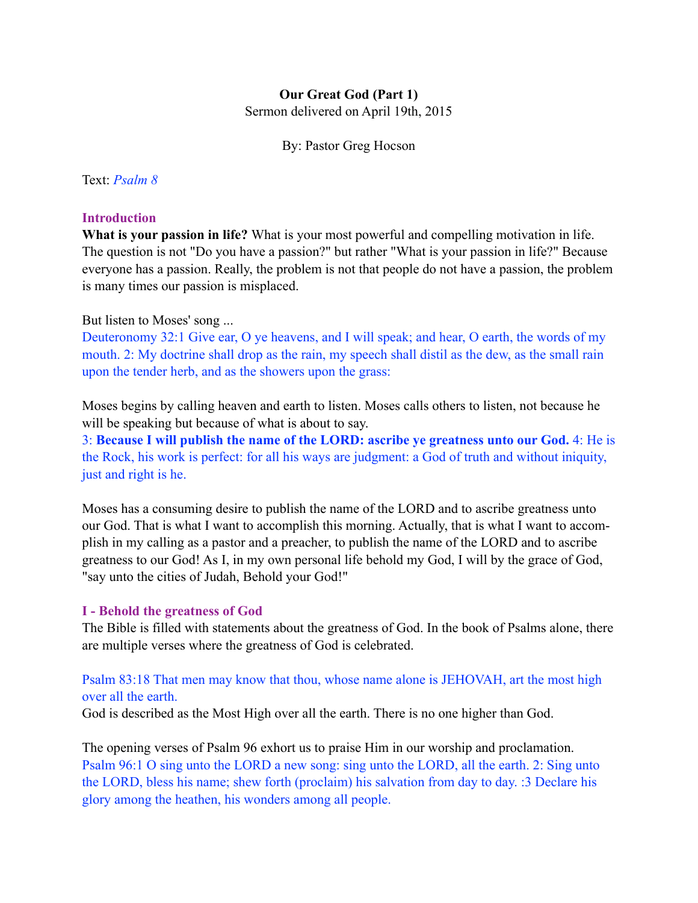# Our Great God (Part 1)

Sermon delivered on April 19th, 2015

By: Pastor Greg Hocson

Text: *Psalm 8*

## Introduction

**What is your passion in life?** What is your most powerful and compelling motivation in life. The question is not "Do you have a passion?" but rather "What is your passion in life?" Because everyone has a passion. Really, the problem is not that people do not have a passion, the problem is many times our passion is misplaced.

But listen to Moses' song ...

Deuteronomy 32:1 Give ear, O ye heavens, and I will speak; and hear, O earth, the words of my mouth. 2: My doctrine shall drop as the rain, my speech shall distil as the dew, as the small rain upon the tender herb, and as the showers upon the grass:

Moses begins by calling heaven and earth to listen. Moses calls others to listen, not because he will be speaking but because of what is about to say.

3: **Because I will publish the name of the LORD: ascribe ye greatness unto our God.** 4: He is the Rock, his work is perfect: for all his ways are judgment: a God of truth and without iniquity, just and right is he.

Moses has a consuming desire to publish the name of the LORD and to ascribe greatness unto our God. That is what I want to accomplish this morning. Actually, that is what I want to accomplish in my calling as a pastor and a preacher, to publish the name of the LORD and to ascribe greatness to our God! As I, in my own personal life behold my God, I will by the grace of God, "say unto the cities of Judah, Behold your God!"

## I - Behold the greatness of God

The Bible is filled with statements about the greatness of God. In the book of Psalms alone, there are multiple verses where the greatness of God is celebrated.

Psalm 83:18 That men may know that thou, whose name alone is JEHOVAH, art the most high over all the earth.

God is described as the Most High over all the earth. There is no one higher than God.

The opening verses of Psalm 96 exhort us to praise Him in our worship and proclamation.

Psalm 96:1 O sing unto the LORD a new song: sing unto the LORD, all the earth. 2: Sing unto the LORD, bless his name; shew forth (proclaim) his salvation from day to day. :3 Declare his glory among the heathen, his wonders among all people.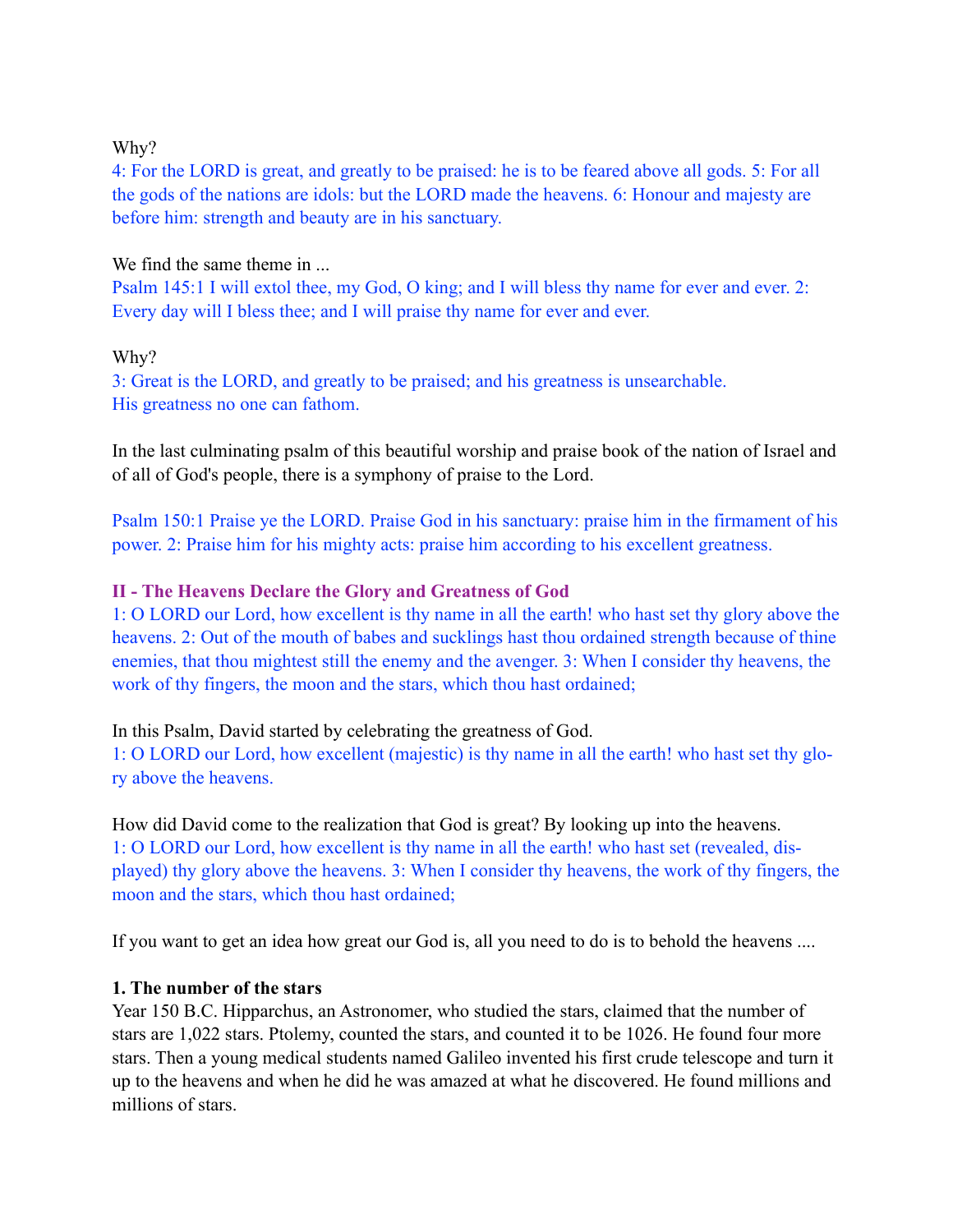Why?

4: For the LORD is great, and greatly to be praised: he is to be feared above all gods. 5: For all the gods of the nations are idols: but the LORD made the heavens. 6: Honour and majesty are before him: strength and beauty are in his sanctuary.

We find the same theme in ...

Psalm 145:1 I will extol thee, my God, O king; and I will bless thy name for ever and ever. 2: Every day will I bless thee; and I will praise thy name for ever and ever.

Why?

3: Great is the LORD, and greatly to be praised; and his greatness is unsearchable.
His greatness no one can fathom.

In the last culminating psalm of this beautiful worship and praise book of the nation of Israel and of all of God's people, there is a symphony of praise to the Lord.

Psalm 150:1 Praise ye the LORD. Praise God in his sanctuary: praise him in the firmament of his power. 2: Praise him for his mighty acts: praise him according to his excellent greatness.

## II - The Heavens Declare the Glory and Greatness of God

1: O LORD our Lord, how excellent is thy name in all the earth! who hast set thy glory above the heavens. 2: Out of the mouth of babes and sucklings hast thou ordained strength because of thine enemies, that thou mightest still the enemy and the avenger. 3: When I consider thy heavens, the work of thy fingers, the moon and the stars, which thou hast ordained;

In this Psalm, David started by celebrating the greatness of God.

1: O LORD our Lord, how excellent (majestic) is thy name in all the earth! who hast set thy glory above the heavens.

How did David come to the realization that God is great? By looking up into the heavens.

1: O LORD our Lord, how excellent is thy name in all the earth! who hast set (revealed, displayed) thy glory above the heavens. 3: When I consider thy heavens, the work of thy fingers, the moon and the stars, which thou hast ordained;

If you want to get an idea how great our God is, all you need to do is to behold the heavens ....

**1. The number of the stars**

Year 150 B.C. Hipparchus, an Astronomer, who studied the stars, claimed that the number of stars are 1,022 stars. Ptolemy, counted the stars, and counted it to be 1026. He found four more stars. Then a young medical students named Galileo invented his first crude telescope and turn it up to the heavens and when he did he was amazed at what he discovered. He found millions and millions of stars.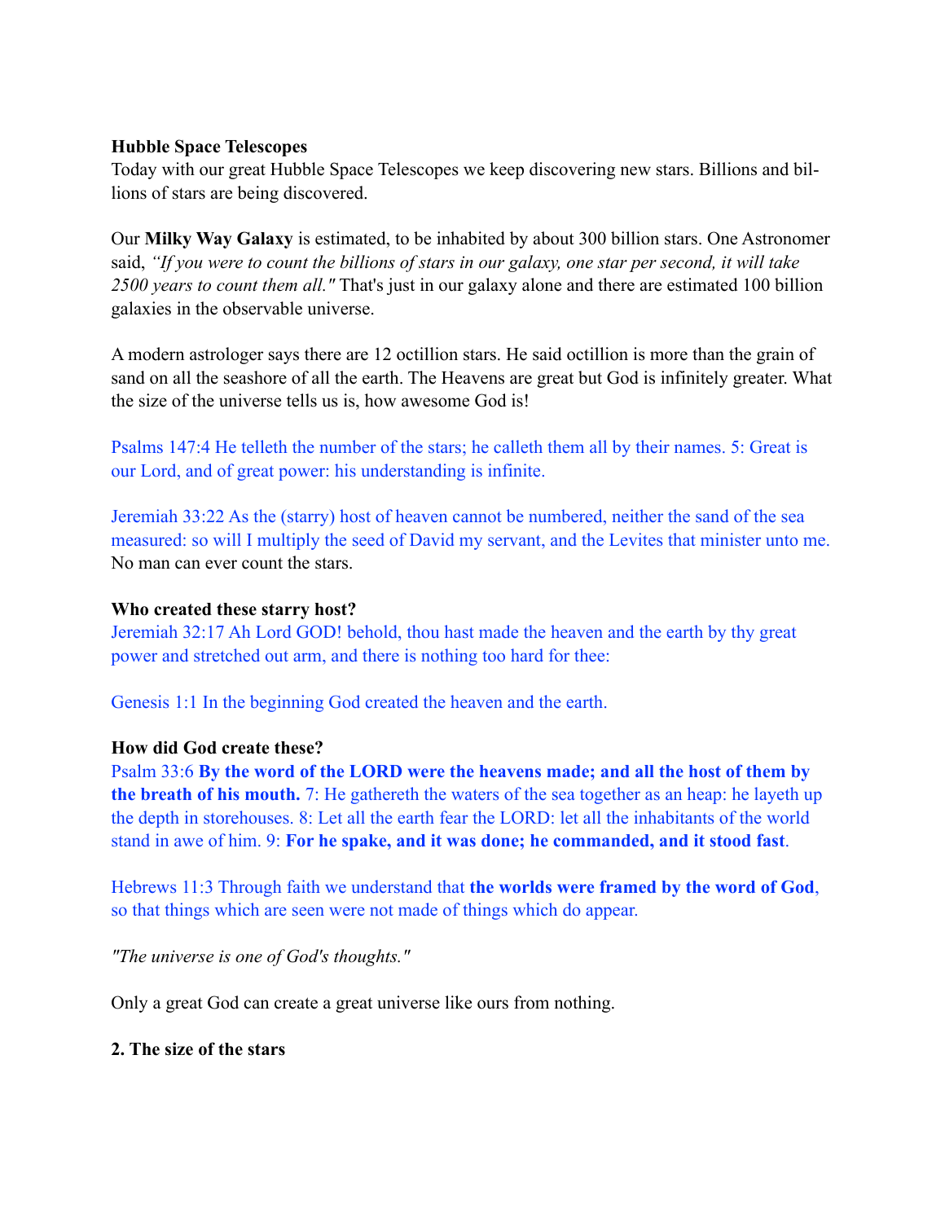**Hubble Space Telescopes**

Today with our great Hubble Space Telescopes we keep discovering new stars. Billions and billions of stars are being discovered.

Our **Milky Way Galaxy** is estimated, to be inhabited by about 300 billion stars. One Astronomer said, *"If you were to count the billions of stars in our galaxy, one star per second, it will take 2500 years to count them all."* That's just in our galaxy alone and there are estimated 100 billion galaxies in the observable universe.

A modern astrologer says there are 12 octillion stars. He said octillion is more than the grain of sand on all the seashore of all the earth. The Heavens are great but God is infinitely greater. What the size of the universe tells us is, how awesome God is!

Psalms 147:4 He telleth the number of the stars; he calleth them all by their names. 5: Great is our Lord, and of great power: his understanding is infinite.

Jeremiah 33:22 As the (starry) host of heaven cannot be numbered, neither the sand of the sea measured: so will I multiply the seed of David my servant, and the Levites that minister unto me. No man can ever count the stars.

**Who created these starry host?**

Jeremiah 32:17 Ah Lord GOD! behold, thou hast made the heaven and the earth by thy great power and stretched out arm, and there is nothing too hard for thee:

Genesis 1:1 In the beginning God created the heaven and the earth.

**How did God create these?**

Psalm 33:6 **By the word of the LORD were the heavens made; and all the host of them by the breath of his mouth.** 7: He gathereth the waters of the sea together as an heap: he layeth up the depth in storehouses. 8: Let all the earth fear the LORD: let all the inhabitants of the world stand in awe of him. 9: **For he spake, and it was done; he commanded, and it stood fast**.

Hebrews 11:3 Through faith we understand that **the worlds were framed by the word of God**, so that things which are seen were not made of things which do appear.

*"The universe is one of God's thoughts."*

Only a great God can create a great universe like ours from nothing.

**2. The size of the stars**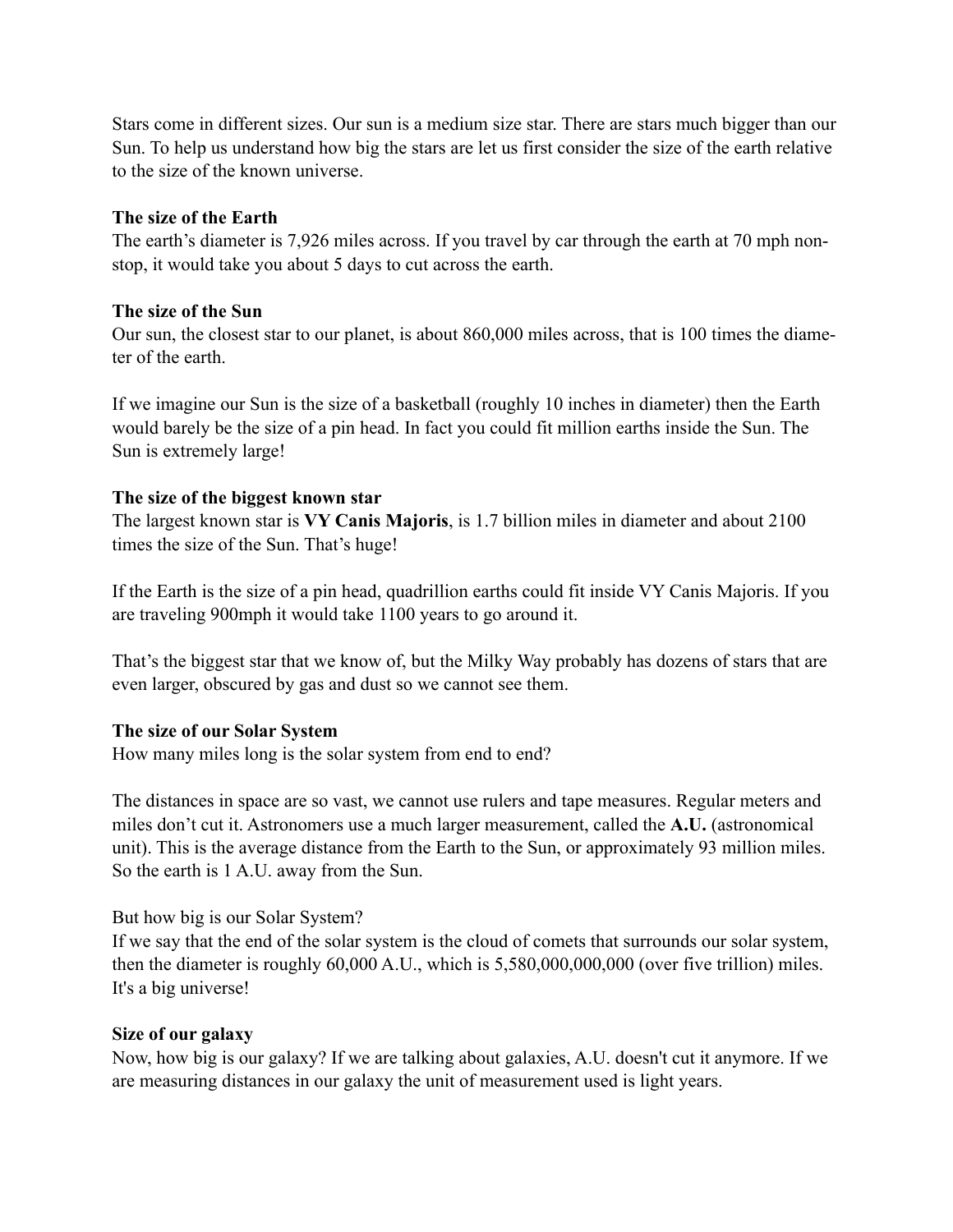Stars come in different sizes. Our sun is a medium size star. There are stars much bigger than our Sun. To help us understand how big the stars are let us first consider the size of the earth relative to the size of the known universe.

**The size of the Earth**

The earth's diameter is 7,926 miles across. If you travel by car through the earth at 70 mph non-stop, it would take you about 5 days to cut across the earth.

**The size of the Sun**

Our sun, the closest star to our planet, is about 860,000 miles across, that is 100 times the diameter of the earth.

If we imagine our Sun is the size of a basketball (roughly 10 inches in diameter) then the Earth would barely be the size of a pin head. In fact you could fit million earths inside the Sun. The Sun is extremely large!

**The size of the biggest known star**

The largest known star is **VY Canis Majoris**, is 1.7 billion miles in diameter and about 2100 times the size of the Sun. That's huge!

If the Earth is the size of a pin head, quadrillion earths could fit inside VY Canis Majoris. If you are traveling 900mph it would take 1100 years to go around it.

That's the biggest star that we know of, but the Milky Way probably has dozens of stars that are even larger, obscured by gas and dust so we cannot see them.

**The size of our Solar System**

How many miles long is the solar system from end to end?

The distances in space are so vast, we cannot use rulers and tape measures. Regular meters and miles don't cut it. Astronomers use a much larger measurement, called the **A.U.** (astronomical unit). This is the average distance from the Earth to the Sun, or approximately 93 million miles. So the earth is 1 A.U. away from the Sun.

But how big is our Solar System?

If we say that the end of the solar system is the cloud of comets that surrounds our solar system, then the diameter is roughly 60,000 A.U., which is 5,580,000,000,000 (over five trillion) miles. It's a big universe!

**Size of our galaxy**

Now, how big is our galaxy? If we are talking about galaxies, A.U. doesn't cut it anymore. If we are measuring distances in our galaxy the unit of measurement used is light years.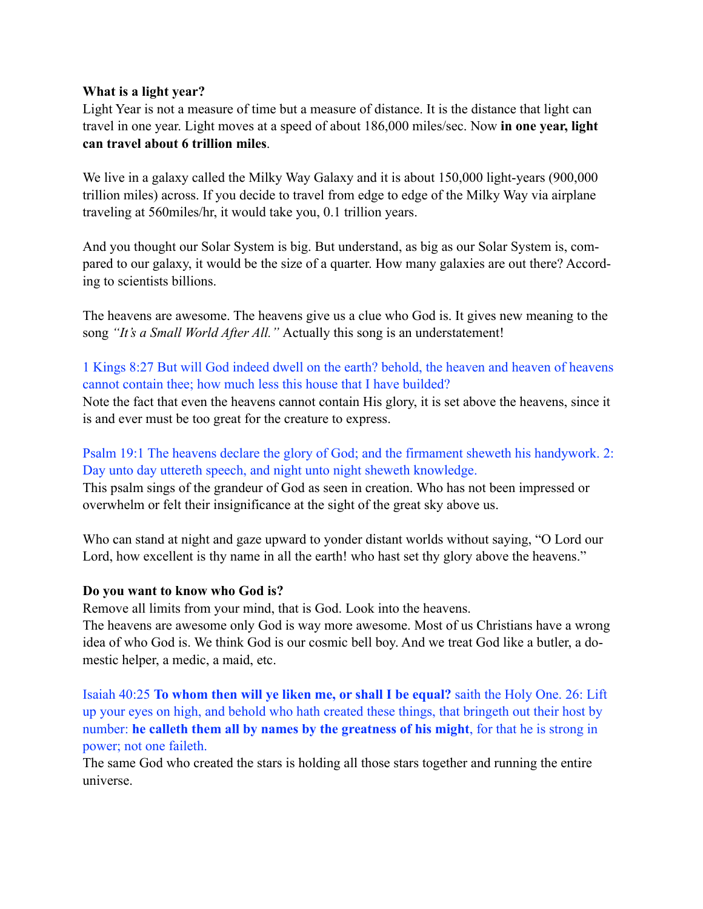**What is a light year?**
Light Year is not a measure of time but a measure of distance. It is the distance that light can travel in one year. Light moves at a speed of about 186,000 miles/sec. Now **in one year, light can travel about 6 trillion miles**.

We live in a galaxy called the Milky Way Galaxy and it is about 150,000 light-years (900,000 trillion miles) across. If you decide to travel from edge to edge of the Milky Way via airplane traveling at 560miles/hr, it would take you, 0.1 trillion years.

And you thought our Solar System is big. But understand, as big as our Solar System is, compared to our galaxy, it would be the size of a quarter. How many galaxies are out there? According to scientists billions.

The heavens are awesome. The heavens give us a clue who God is. It gives new meaning to the song *"It's a Small World After All."* Actually this song is an understatement!

1 Kings 8:27 But will God indeed dwell on the earth? behold, the heaven and heaven of heavens cannot contain thee; how much less this house that I have builded?
Note the fact that even the heavens cannot contain His glory, it is set above the heavens, since it is and ever must be too great for the creature to express.

Psalm 19:1 The heavens declare the glory of God; and the firmament sheweth his handywork. 2: Day unto day uttereth speech, and night unto night sheweth knowledge.
This psalm sings of the grandeur of God as seen in creation. Who has not been impressed or overwhelm or felt their insignificance at the sight of the great sky above us.

Who can stand at night and gaze upward to yonder distant worlds without saying, "O Lord our Lord, how excellent is thy name in all the earth! who hast set thy glory above the heavens."

**Do you want to know who God is?**
Remove all limits from your mind, that is God. Look into the heavens.
The heavens are awesome only God is way more awesome. Most of us Christians have a wrong idea of who God is. We think God is our cosmic bell boy. And we treat God like a butler, a domestic helper, a medic, a maid, etc.

Isaiah 40:25 **To whom then will ye liken me, or shall I be equal?** saith the Holy One. 26: Lift up your eyes on high, and behold who hath created these things, that bringeth out their host by number: **he calleth them all by names by the greatness of his might**, for that he is strong in power; not one faileth.
The same God who created the stars is holding all those stars together and running the entire universe.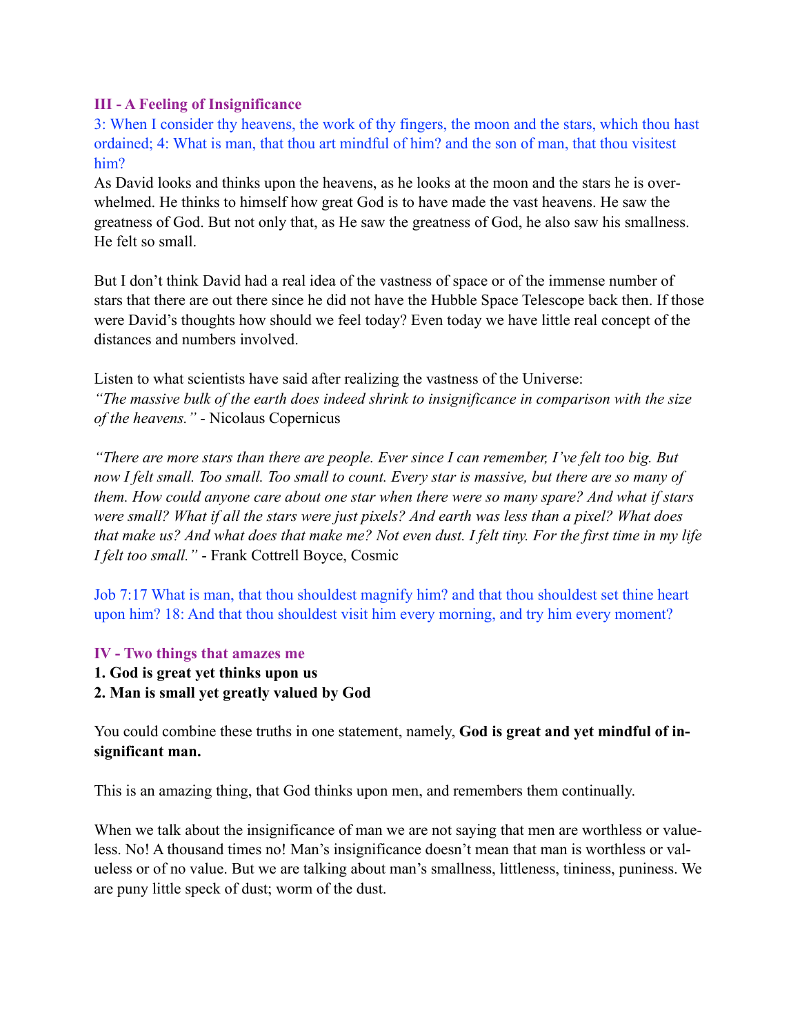### III - A Feeling of Insignificance

3: When I consider thy heavens, the work of thy fingers, the moon and the stars, which thou hast ordained; 4: What is man, that thou art mindful of him? and the son of man, that thou visitest him?

As David looks and thinks upon the heavens, as he looks at the moon and the stars he is overwhelmed. He thinks to himself how great God is to have made the vast heavens. He saw the greatness of God. But not only that, as He saw the greatness of God, he also saw his smallness. He felt so small.

But I don't think David had a real idea of the vastness of space or of the immense number of stars that there are out there since he did not have the Hubble Space Telescope back then. If those were David's thoughts how should we feel today? Even today we have little real concept of the distances and numbers involved.

Listen to what scientists have said after realizing the vastness of the Universe:
*"The massive bulk of the earth does indeed shrink to insignificance in comparison with the size of the heavens."* - Nicolaus Copernicus

*"There are more stars than there are people. Ever since I can remember, I've felt too big. But now I felt small. Too small. Too small to count. Every star is massive, but there are so many of them. How could anyone care about one star when there were so many spare? And what if stars were small? What if all the stars were just pixels? And earth was less than a pixel? What does that make us? And what does that make me? Not even dust. I felt tiny. For the first time in my life I felt too small."* - Frank Cottrell Boyce, Cosmic

Job 7:17 What is man, that thou shouldest magnify him? and that thou shouldest set thine heart upon him? 18: And that thou shouldest visit him every morning, and try him every moment?

### IV - Two things that amazes me

**1. God is great yet thinks upon us**
**2. Man is small yet greatly valued by God**

You could combine these truths in one statement, namely, **God is great and yet mindful of insignificant man.**

This is an amazing thing, that God thinks upon men, and remembers them continually.

When we talk about the insignificance of man we are not saying that men are worthless or valueless. No! A thousand times no! Man's insignificance doesn't mean that man is worthless or valueless or of no value. But we are talking about man's smallness, littleness, tininess, puniness. We are puny little speck of dust; worm of the dust.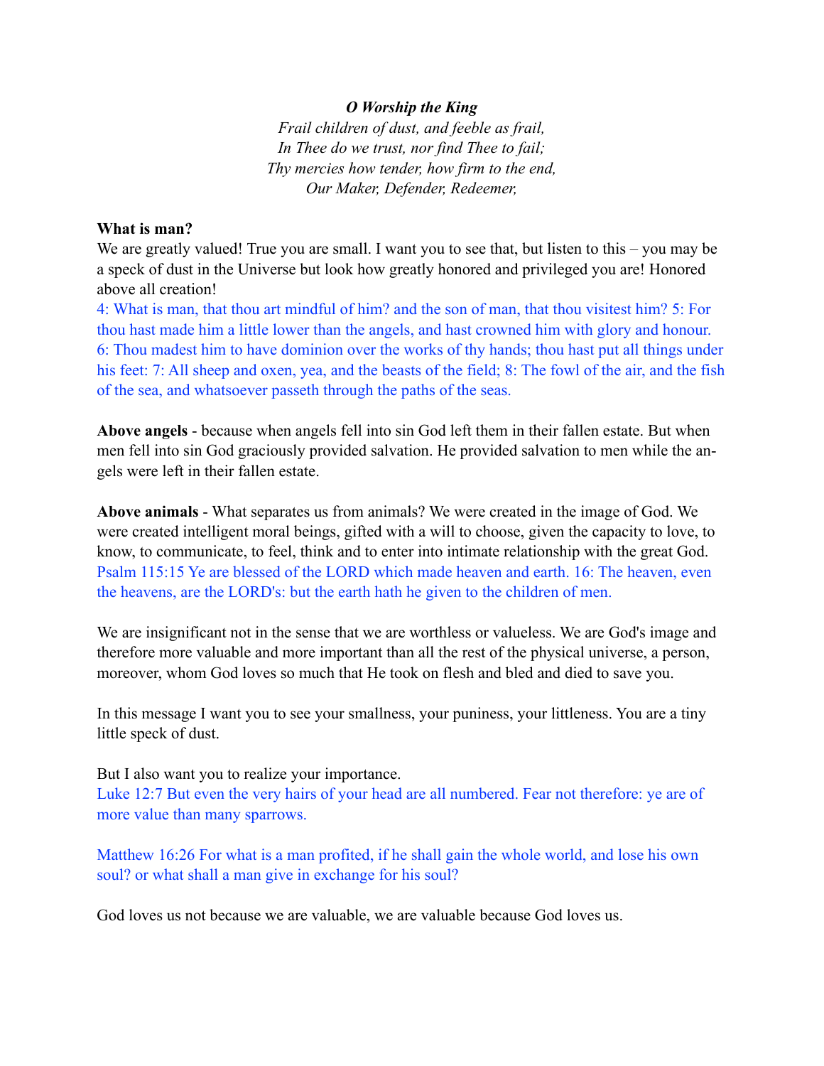***O Worship the King***

*Frail children of dust, and feeble as frail,*
*In Thee do we trust, nor find Thee to fail;*
*Thy mercies how tender, how firm to the end,*
*Our Maker, Defender, Redeemer,*

**What is man?**

We are greatly valued! True you are small. I want you to see that, but listen to this – you may be a speck of dust in the Universe but look how greatly honored and privileged you are! Honored above all creation!

4: What is man, that thou art mindful of him? and the son of man, that thou visitest him? 5: For thou hast made him a little lower than the angels, and hast crowned him with glory and honour. 6: Thou madest him to have dominion over the works of thy hands; thou hast put all things under his feet: 7: All sheep and oxen, yea, and the beasts of the field; 8: The fowl of the air, and the fish of the sea, and whatsoever passeth through the paths of the seas.

**Above angels** - because when angels fell into sin God left them in their fallen estate. But when men fell into sin God graciously provided salvation. He provided salvation to men while the angels were left in their fallen estate.

**Above animals** - What separates us from animals? We were created in the image of God. We were created intelligent moral beings, gifted with a will to choose, given the capacity to love, to know, to communicate, to feel, think and to enter into intimate relationship with the great God. Psalm 115:15 Ye are blessed of the LORD which made heaven and earth. 16: The heaven, even the heavens, are the LORD's: but the earth hath he given to the children of men.

We are insignificant not in the sense that we are worthless or valueless. We are God's image and therefore more valuable and more important than all the rest of the physical universe, a person, moreover, whom God loves so much that He took on flesh and bled and died to save you.

In this message I want you to see your smallness, your puniness, your littleness. You are a tiny little speck of dust.

But I also want you to realize your importance.
Luke 12:7 But even the very hairs of your head are all numbered. Fear not therefore: ye are of more value than many sparrows.

Matthew 16:26 For what is a man profited, if he shall gain the whole world, and lose his own soul? or what shall a man give in exchange for his soul?

God loves us not because we are valuable, we are valuable because God loves us.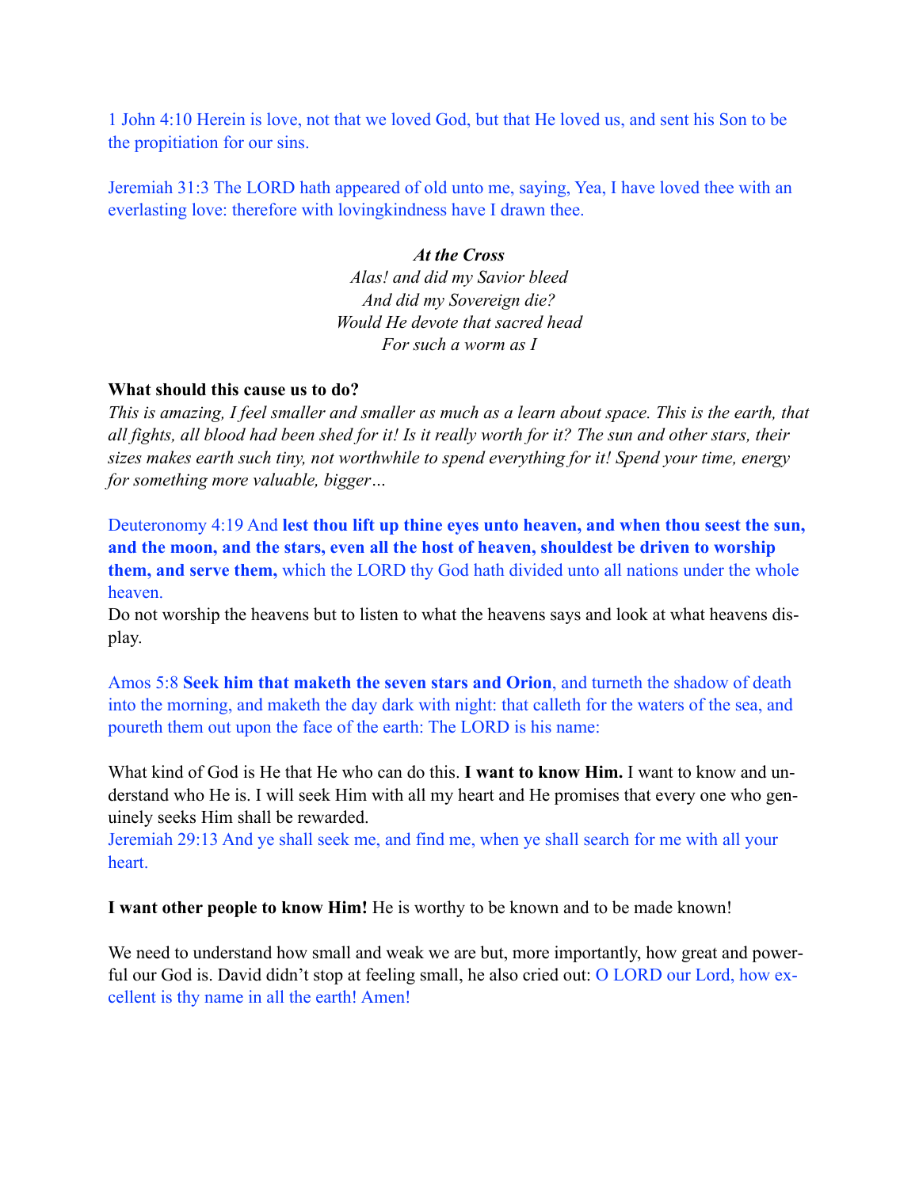1 John 4:10 Herein is love, not that we loved God, but that He loved us, and sent his Son to be the propitiation for our sins.

Jeremiah 31:3 The LORD hath appeared of old unto me, saying, Yea, I have loved thee with an everlasting love: therefore with lovingkindness have I drawn thee.

***At the Cross***
*Alas! and did my Savior bleed*
*And did my Sovereign die?*
*Would He devote that sacred head*
*For such a worm as I*

**What should this cause us to do?**
*This is amazing, I feel smaller and smaller as much as a learn about space. This is the earth, that all fights, all blood had been shed for it! Is it really worth for it? The sun and other stars, their sizes makes earth such tiny, not worthwhile to spend everything for it! Spend your time, energy for something more valuable, bigger…*

Deuteronomy 4:19 And **lest thou lift up thine eyes unto heaven, and when thou seest the sun, and the moon, and the stars, even all the host of heaven, shouldest be driven to worship them, and serve them,** which the LORD thy God hath divided unto all nations under the whole heaven.
Do not worship the heavens but to listen to what the heavens says and look at what heavens display.

Amos 5:8 **Seek him that maketh the seven stars and Orion**, and turneth the shadow of death into the morning, and maketh the day dark with night: that calleth for the waters of the sea, and poureth them out upon the face of the earth: The LORD is his name:

What kind of God is He that He who can do this. **I want to know Him.** I want to know and understand who He is. I will seek Him with all my heart and He promises that every one who genuinely seeks Him shall be rewarded.
Jeremiah 29:13 And ye shall seek me, and find me, when ye shall search for me with all your heart.

**I want other people to know Him!** He is worthy to be known and to be made known!

We need to understand how small and weak we are but, more importantly, how great and powerful our God is. David didn't stop at feeling small, he also cried out: O LORD our Lord, how excellent is thy name in all the earth! Amen!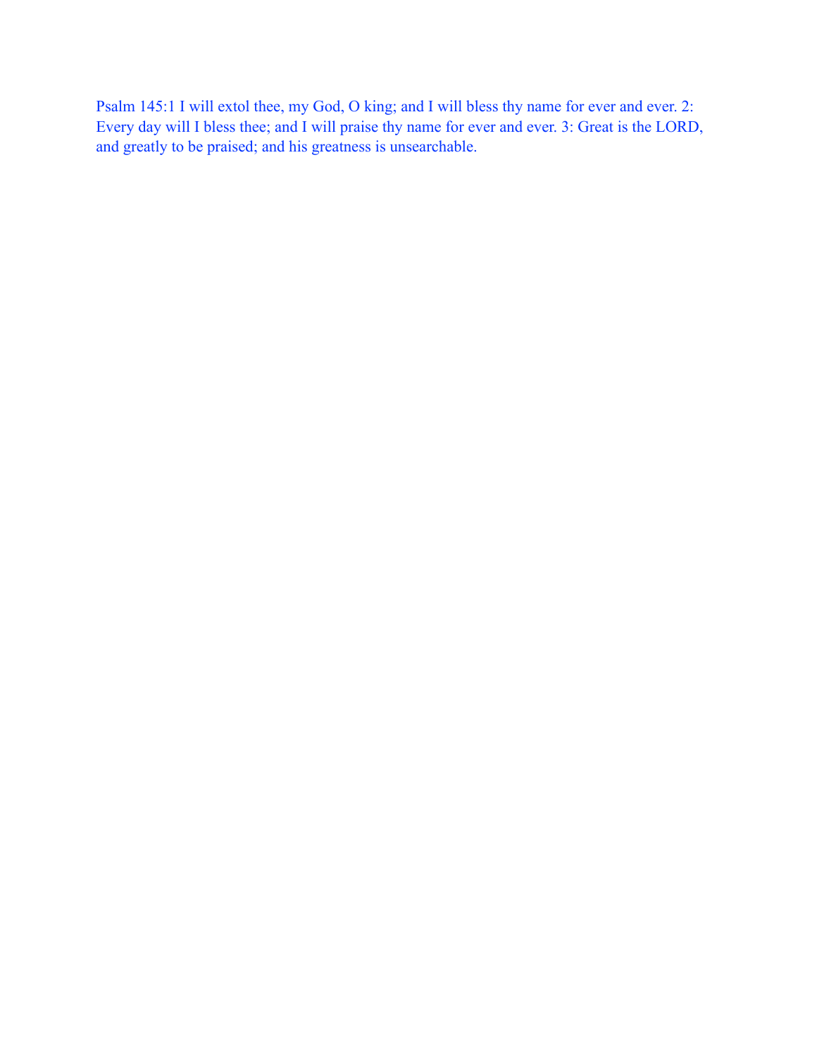Psalm 145:1 I will extol thee, my God, O king; and I will bless thy name for ever and ever. 2: Every day will I bless thee; and I will praise thy name for ever and ever. 3: Great is the LORD, and greatly to be praised; and his greatness is unsearchable.